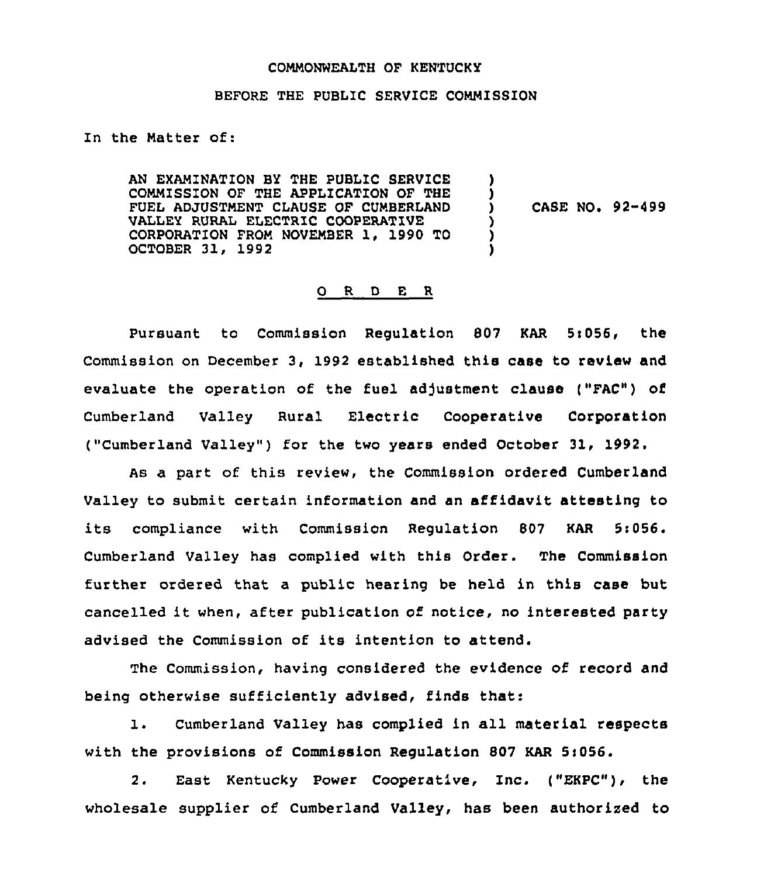COMMONWEALTH OF KENTUCKY

BEFORE THE PUBLIC SERVICE COMMISSION

In the Matter of:

| | | |
|---|---|---|
| AN EXAMINATION BY THE PUBLIC SERVICE COMMISSION OF THE APPLICATION OF THE FUEL ADJUSTMENT CLAUSE OF CUMBERLAND VALLEY RURAL ELECTRIC COOPERATIVE CORPORATION FROM NOVEMBER 1, 1990 TO OCTOBER 31, 1992 | ) | CASE NO. 92-499 |

O R D E R

Pursuant to Commission Regulation 807 KAR 5:056, the Commission on December 3, 1992 established this case to review and evaluate the operation of the fuel adjustment clause ("FAC") of Cumberland Valley Rural Electric Cooperative Corporation ("Cumberland Valley") for the two years ended October 31, 1992.

As a part of this review, the Commission ordered Cumberland Valley to submit certain information and an affidavit attesting to its compliance with Commission Regulation 807 KAR 5:056. Cumberland Valley has complied with this Order. The Commission further ordered that a public hearing be held in this case but cancelled it when, after publication of notice, no interested party advised the Commission of its intention to attend.

The Commission, having considered the evidence of record and being otherwise sufficiently advised, finds that:

1. Cumberland Valley has complied in all material respects with the provisions of Commission Regulation 807 KAR 5:056.

2. East Kentucky Power Cooperative, Inc. ("EKPC"), the wholesale supplier of Cumberland Valley, has been authorized to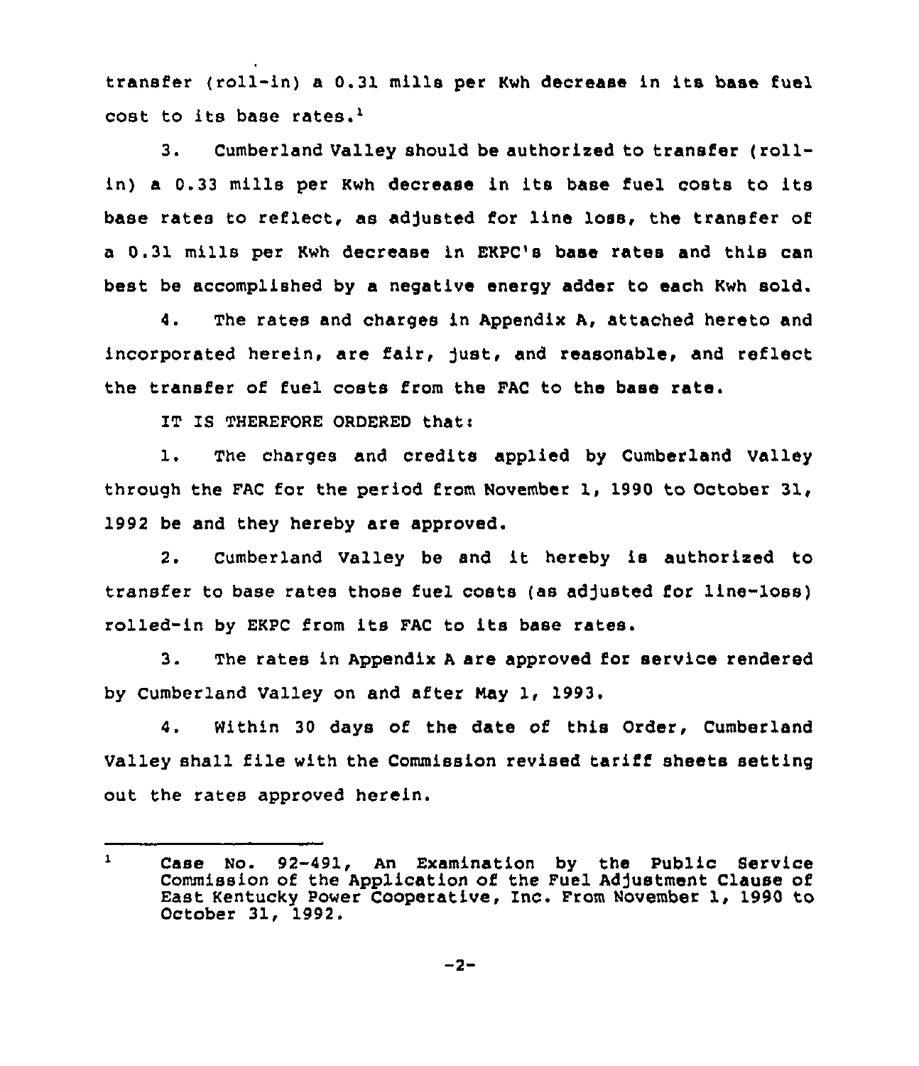transfer (roll-in) a 0.31 mills per Kwh decrease in its base fuel cost to its base rates.[1]

3. Cumberland Valley should be authorized to transfer (roll-in) a 0.33 mills per Kwh decrease in its base fuel costs to its base rates to reflect, as adjusted for line loss, the transfer of a 0.31 mills per Kwh decrease in EKPC's base rates and this can best be accomplished by a negative energy adder to each Kwh sold.

4. The rates and charges in Appendix A, attached hereto and incorporated herein, are fair, just, and reasonable, and reflect the transfer of fuel costs from the FAC to the base rate.

IT IS THEREFORE ORDERED that:

1. The charges and credits applied by Cumberland Valley through the FAC for the period from November 1, 1990 to October 31, 1992 be and they hereby are approved.

2. Cumberland Valley be and it hereby is authorized to transfer to base rates those fuel costs (as adjusted for line-loss) rolled-in by EKPC from its FAC to its base rates.

3. The rates in Appendix A are approved for service rendered by Cumberland Valley on and after May 1, 1993.

4. Within 30 days of the date of this Order, Cumberland Valley shall file with the Commission revised tariff sheets setting out the rates approved herein.

---

[1] Case No. 92-491, An Examination by the Public Service Commission of the Application of the Fuel Adjustment Clause of East Kentucky Power Cooperative, Inc. From November 1, 1990 to October 31, 1992.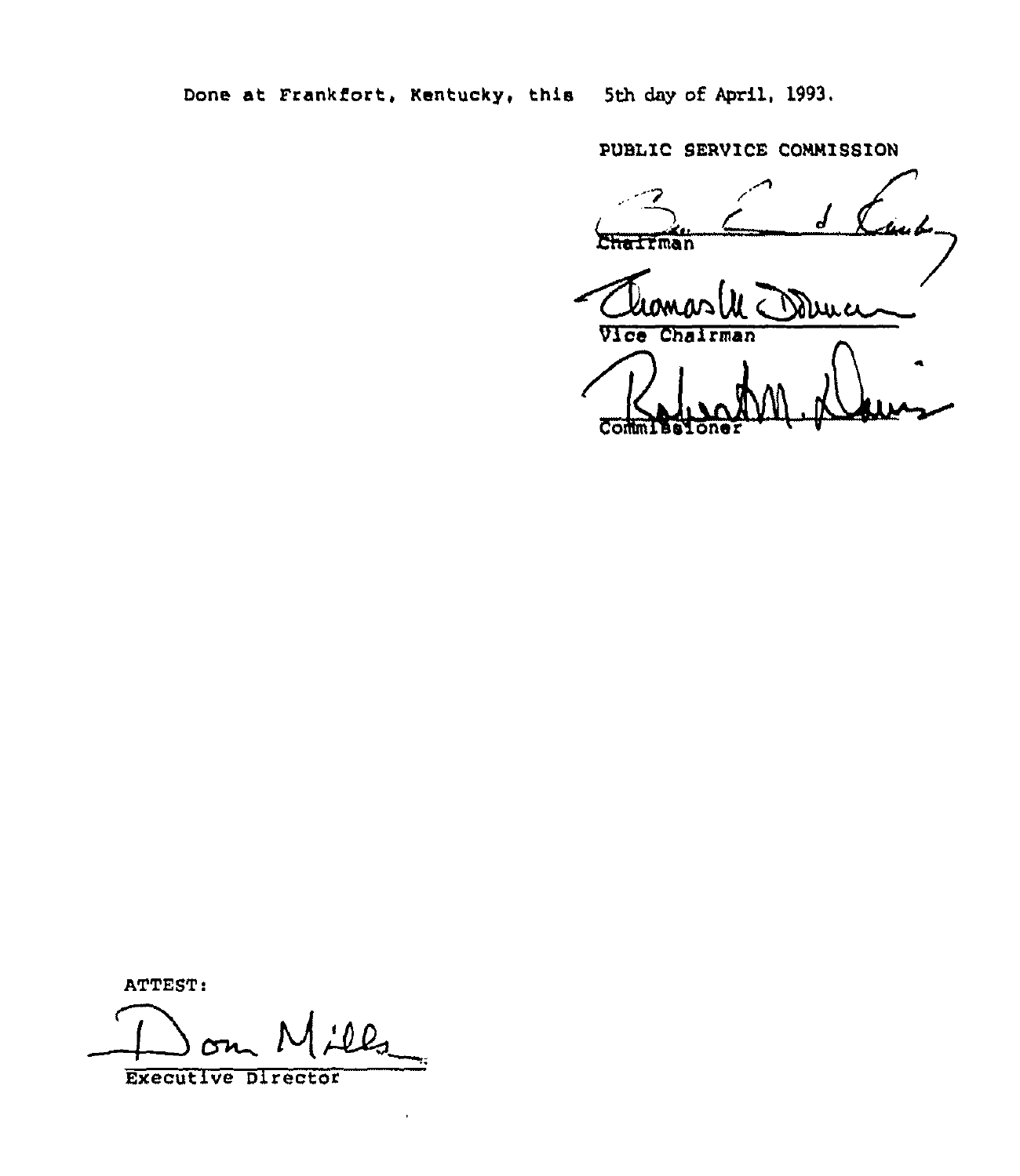Done at Frankfort, Kentucky, this 5th day of April, 1993.

PUBLIC SERVICE COMMISSION

Chairman

Vice Chairman

Commissioner

ATTEST:

Executive Director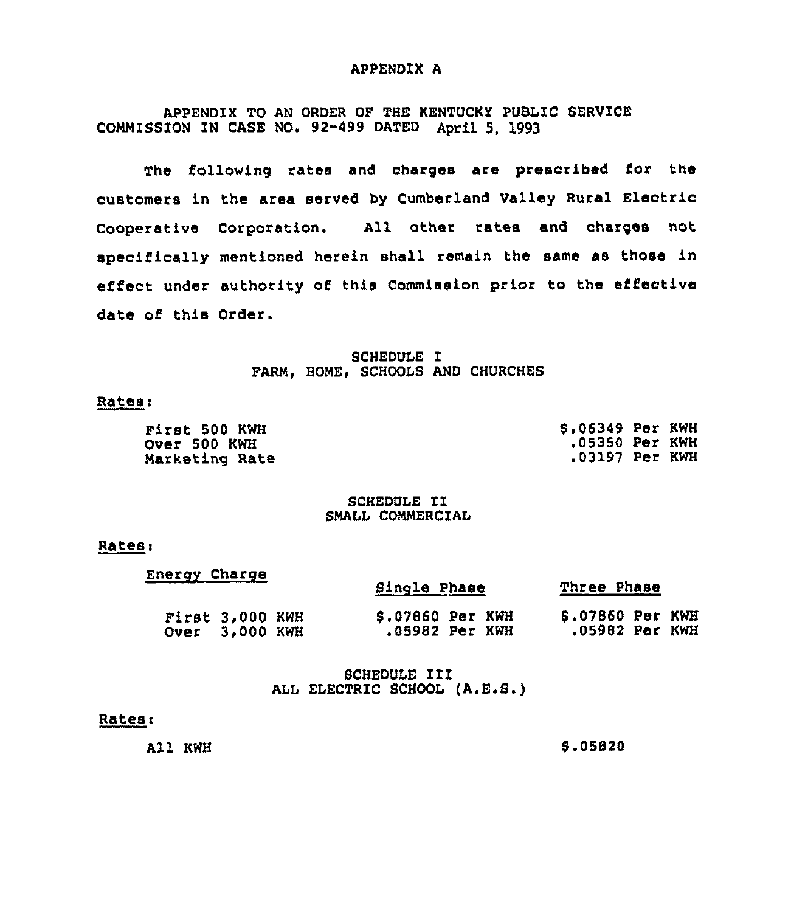# APPENDIX A

APPENDIX TO AN ORDER OF THE KENTUCKY PUBLIC SERVICE COMMISSION IN CASE NO. 92-499 DATED April 5, 1993

The following rates and charges are prescribed for the customers in the area served by Cumberland Valley Rural Electric Cooperative Corporation. All other rates and charges not specifically mentioned herein shall remain the same as those in effect under authority of this Commission prior to the effective date of this Order.

## SCHEDULE I
## FARM, HOME, SCHOOLS AND CHURCHES

Rates:

| | |
|---|---|
| First 500 KWH | $.06349 Per KWH |
| Over 500 KWH | .05350 Per KWH |
| Marketing Rate | .03197 Per KWH |

## SCHEDULE II
## SMALL COMMERCIAL

Rates:

| Energy Charge | Single Phase | Three Phase |
|---|---|---|
| First 3,000 KWH | $.07860 Per KWH | $.07860 Per KWH |
| Over 3,000 KWH | .05982 Per KWH | .05982 Per KWH |

## SCHEDULE III
## ALL ELECTRIC SCHOOL (A.E.S.)

Rates:

| | |
|---|---|
| All KWH | $.05820 |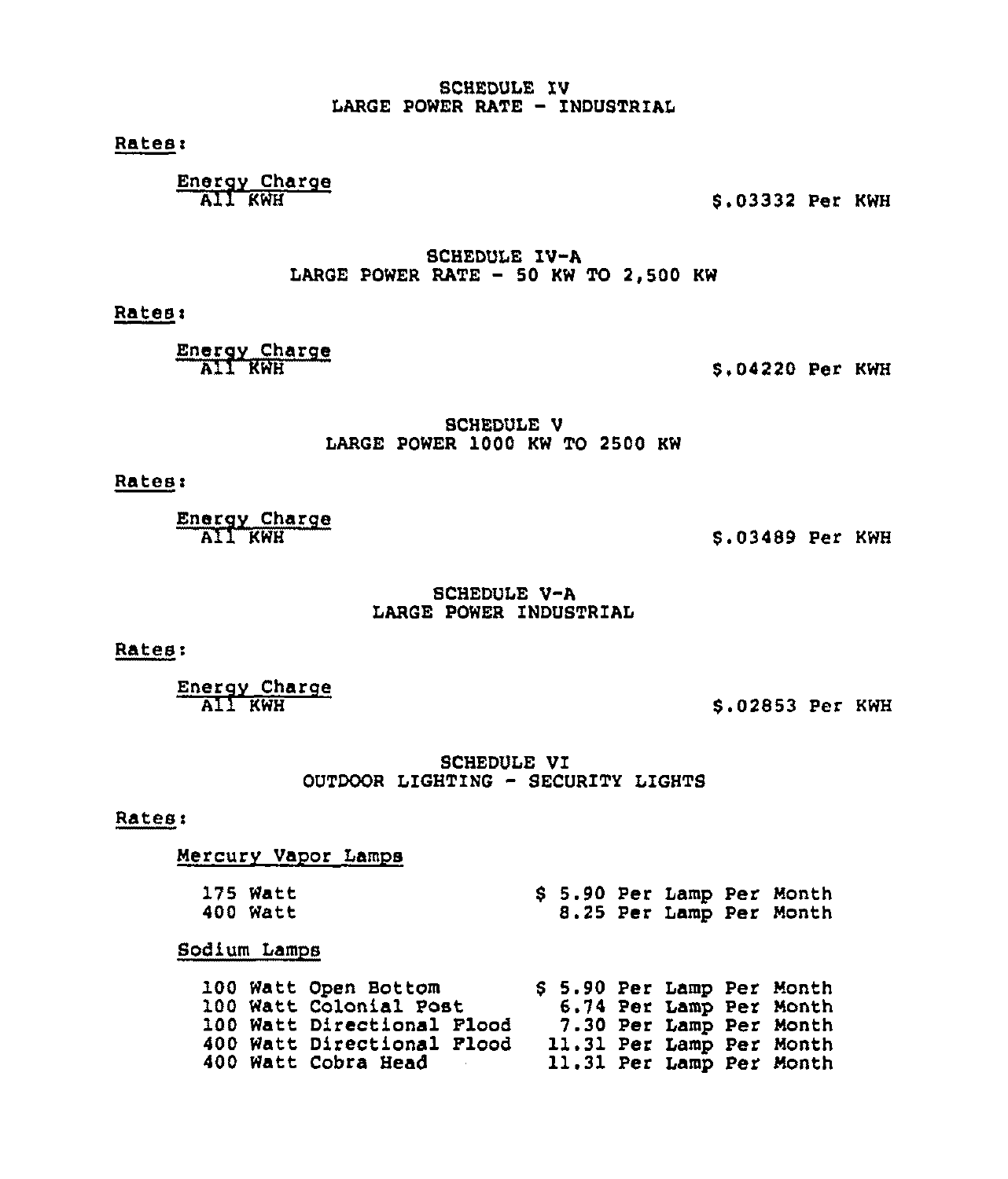## SCHEDULE IV
## LARGE POWER RATE - INDUSTRIAL

**Rates:**

| | |
|---|---|
| Energy Charge<br>All KWH | $.03332 Per KWH |

## SCHEDULE IV-A
## LARGE POWER RATE - 50 KW TO 2,500 KW

**Rates:**

| | |
|---|---|
| Energy Charge<br>All KWH | $.04220 Per KWH |

## SCHEDULE V
## LARGE POWER 1000 KW TO 2500 KW

**Rates:**

| | |
|---|---|
| Energy Charge<br>All KWH | $.03489 Per KWH |

## SCHEDULE V-A
## LARGE POWER INDUSTRIAL

**Rates:**

| | |
|---|---|
| Energy Charge<br>All KWH | $.02853 Per KWH |

## SCHEDULE VI
## OUTDOOR LIGHTING - SECURITY LIGHTS

**Rates:**

Mercury Vapor Lamps

| | |
|---|---|
| 175 Watt | $ 5.90 Per Lamp Per Month |
| 400 Watt | 8.25 Per Lamp Per Month |

Sodium Lamps

| | |
|---|---|
| 100 Watt Open Bottom | $ 5.90 Per Lamp Per Month |
| 100 Watt Colonial Post | 6.74 Per Lamp Per Month |
| 100 Watt Directional Flood | 7.30 Per Lamp Per Month |
| 400 Watt Directional Flood | 11.31 Per Lamp Per Month |
| 400 Watt Cobra Head | 11.31 Per Lamp Per Month |